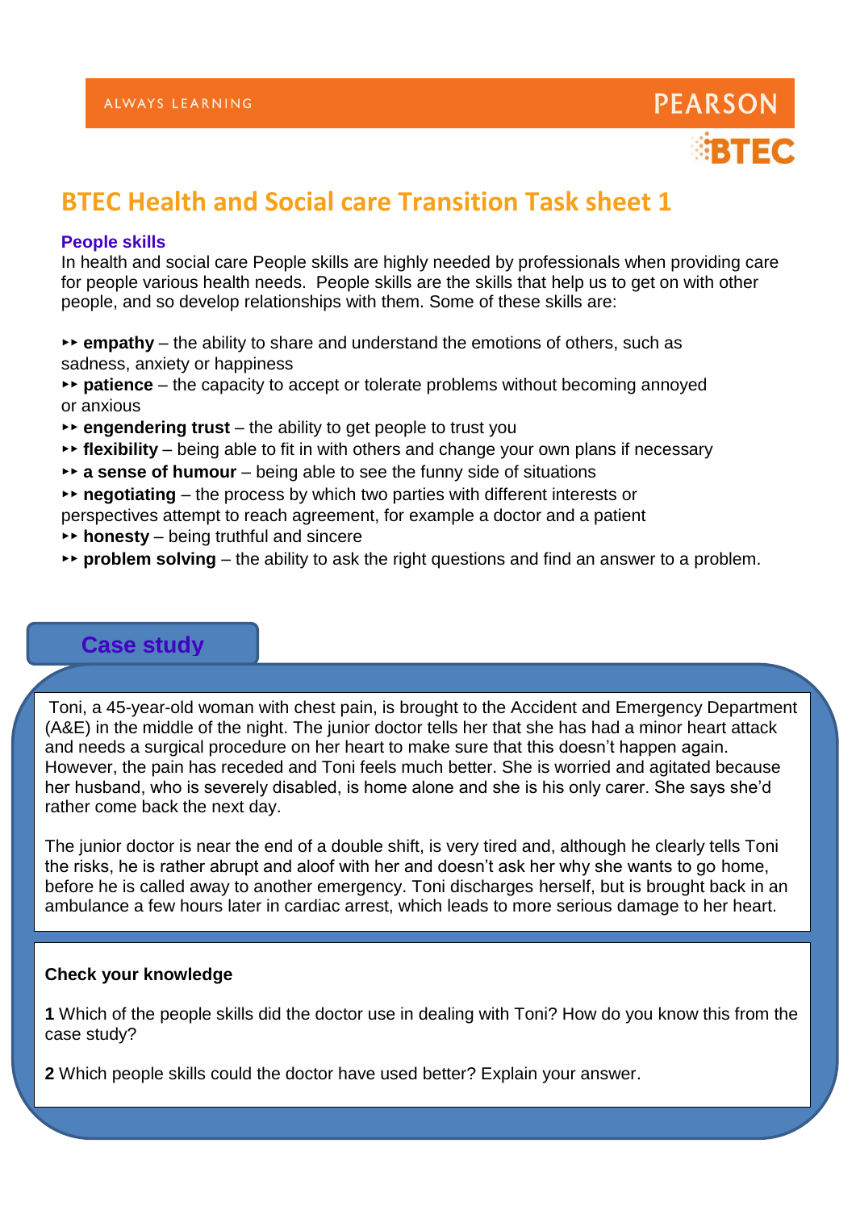# BTEC Health and Social care Transition Task sheet 1

### People skills

In health and social care People skills are highly needed by professionals when providing care for people various health needs. People skills are the skills that help us to get on with other people, and so develop relationships with them. Some of these skills are:

- **empathy** – the ability to share and understand the emotions of others, such as sadness, anxiety or happiness
- **patience** – the capacity to accept or tolerate problems without becoming annoyed or anxious
- **engendering trust** – the ability to get people to trust you
- **flexibility** – being able to fit in with others and change your own plans if necessary
- **a sense of humour** – being able to see the funny side of situations
- **negotiating** – the process by which two parties with different interests or perspectives attempt to reach agreement, for example a doctor and a patient
- **honesty** – being truthful and sincere
- **problem solving** – the ability to ask the right questions and find an answer to a problem.

## Case study

Toni, a 45-year-old woman with chest pain, is brought to the Accident and Emergency Department (A&E) in the middle of the night. The junior doctor tells her that she has had a minor heart attack and needs a surgical procedure on her heart to make sure that this doesn't happen again. However, the pain has receded and Toni feels much better. She is worried and agitated because her husband, who is severely disabled, is home alone and she is his only carer. She says she'd rather come back the next day.

The junior doctor is near the end of a double shift, is very tired and, although he clearly tells Toni the risks, he is rather abrupt and aloof with her and doesn't ask her why she wants to go home, before he is called away to another emergency. Toni discharges herself, but is brought back in an ambulance a few hours later in cardiac arrest, which leads to more serious damage to her heart.

**Check your knowledge**

**1** Which of the people skills did the doctor use in dealing with Toni? How do you know this from the case study?

**2** Which people skills could the doctor have used better? Explain your answer.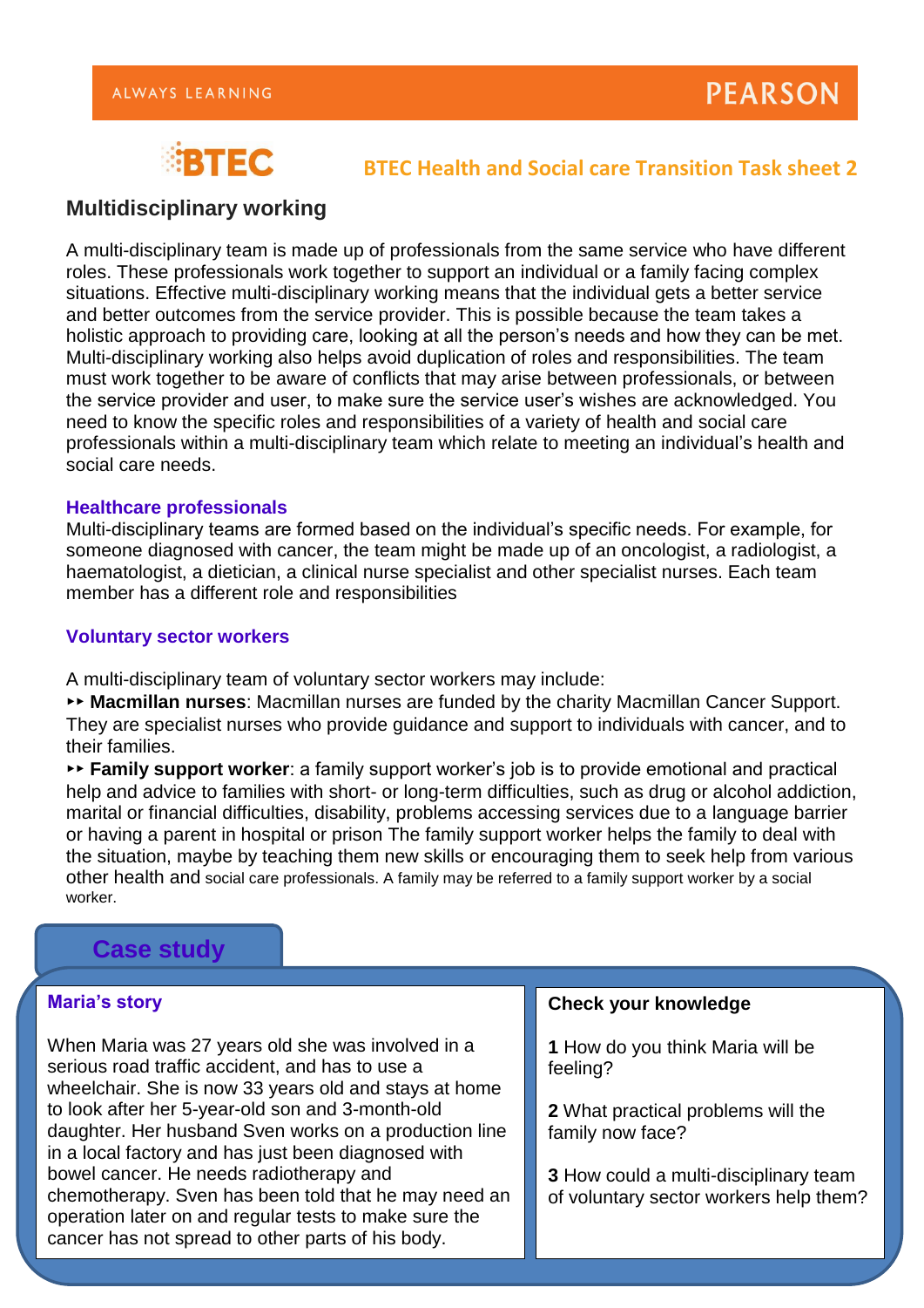ALWAYS LEARNING — PEARSON

BTEC

## BTEC Health and Social care Transition Task sheet 2

# Multidisciplinary working

A multi-disciplinary team is made up of professionals from the same service who have different roles. These professionals work together to support an individual or a family facing complex situations. Effective multi-disciplinary working means that the individual gets a better service and better outcomes from the service provider. This is possible because the team takes a holistic approach to providing care, looking at all the person's needs and how they can be met. Multi-disciplinary working also helps avoid duplication of roles and responsibilities. The team must work together to be aware of conflicts that may arise between professionals, or between the service provider and user, to make sure the service user's wishes are acknowledged. You need to know the specific roles and responsibilities of a variety of health and social care professionals within a multi-disciplinary team which relate to meeting an individual's health and social care needs.

### Healthcare professionals

Multi-disciplinary teams are formed based on the individual's specific needs. For example, for someone diagnosed with cancer, the team might be made up of an oncologist, a radiologist, a haematologist, a dietician, a clinical nurse specialist and other specialist nurses. Each team member has a different role and responsibilities

### Voluntary sector workers

A multi-disciplinary team of voluntary sector workers may include:

- **Macmillan nurses**: Macmillan nurses are funded by the charity Macmillan Cancer Support. They are specialist nurses who provide guidance and support to individuals with cancer, and to their families.
- **Family support worker**: a family support worker's job is to provide emotional and practical help and advice to families with short- or long-term difficulties, such as drug or alcohol addiction, marital or financial difficulties, disability, problems accessing services due to a language barrier or having a parent in hospital or prison The family support worker helps the family to deal with the situation, maybe by teaching them new skills or encouraging them to seek help from various other health and social care professionals. A family may be referred to a family support worker by a social worker.

## Case study

### Maria's story

When Maria was 27 years old she was involved in a serious road traffic accident, and has to use a wheelchair. She is now 33 years old and stays at home to look after her 5-year-old son and 3-month-old daughter. Her husband Sven works on a production line in a local factory and has just been diagnosed with bowel cancer. He needs radiotherapy and chemotherapy. Sven has been told that he may need an operation later on and regular tests to make sure the cancer has not spread to other parts of his body.

### Check your knowledge

**1** How do you think Maria will be feeling?

**2** What practical problems will the family now face?

**3** How could a multi-disciplinary team of voluntary sector workers help them?